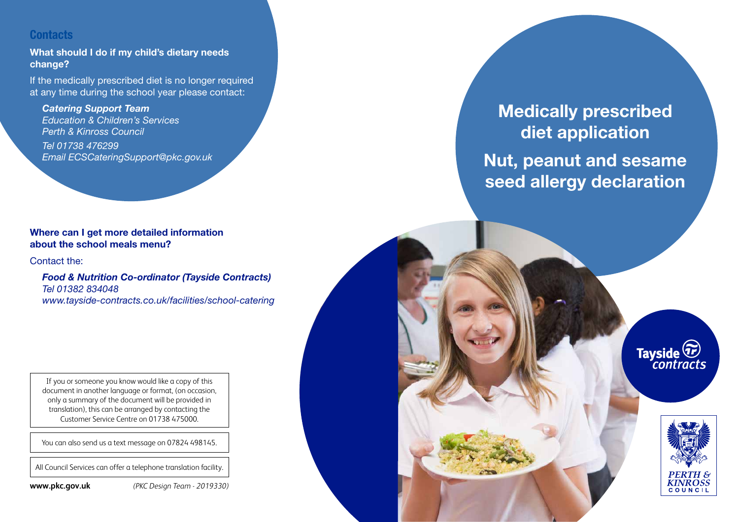# Medically prescribed diet application

# Nut, peanut and sesame seed allergy declaration

## Contacts

**What should I do if my child's dietary needs change?**

If the medically prescribed diet is no longer required at any time during the school year please contact:

***Catering Support Team***
*Education & Children's Services*
*Perth & Kinross Council*
*Tel 01738 476299*
*Email ECSCateringSupport@pkc.gov.uk*

**Where can I get more detailed information about the school meals menu?**

Contact the:

***Food & Nutrition Co-ordinator (Tayside Contracts)***
*Tel 01382 834048*
*www.tayside-contracts.co.uk/facilities/school-catering*

If you or someone you know would like a copy of this document in another language or format, (on occasion, only a summary of the document will be provided in translation), this can be arranged by contacting the Customer Service Centre on 01738 475000.

You can also send us a text message on 07824 498145.

All Council Services can offer a telephone translation facility.

**www.pkc.gov.uk** *(PKC Design Team - 2019330)*

Tayside contracts

PERTH & KINROSS COUNCIL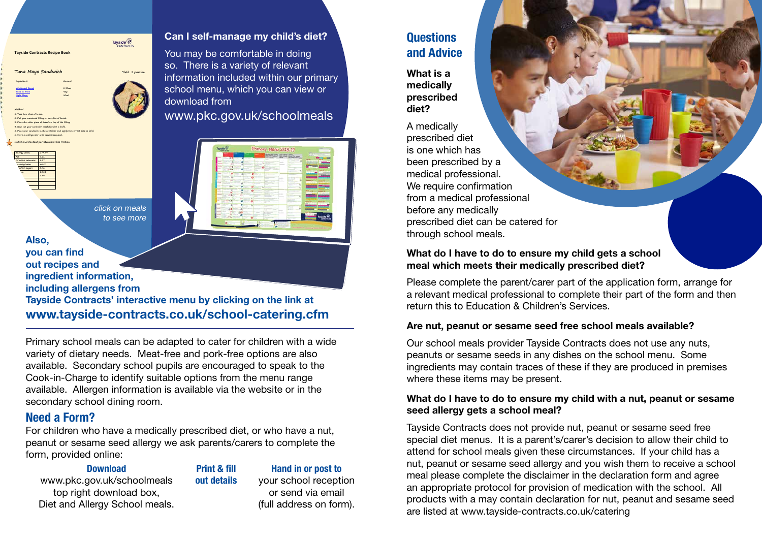## Can I self-manage my child's diet?

You may be comfortable in doing so. There is a variety of relevant information included within our primary school menu, which you can view or download from

www.pkc.gov.uk/schoolmeals

*click on meals to see more*

**Also, you can find out recipes and ingredient information, including allergens from Tayside Contracts' interactive menu by clicking on the link at**

**www.tayside-contracts.co.uk/school-catering.cfm**

Primary school meals can be adapted to cater for children with a wide variety of dietary needs. Meat-free and pork-free options are also available. Secondary school pupils are encouraged to speak to the Cook-in-Charge to identify suitable options from the menu range available. Allergen information is available via the website or in the secondary school dining room.

## Need a Form?

For children who have a medically prescribed diet, or who have a nut, peanut or sesame seed allergy we ask parents/carers to complete the form, provided online:

**Download**
www.pkc.gov.uk/schoolmeals
top right download box,
Diet and Allergy School meals.

**Print & fill out details**

**Hand in or post to**
your school reception
or send via email
(full address on form).

## Questions and Advice

**What is a medically prescribed diet?**

A medically prescribed diet is one which has been prescribed by a medical professional. We require confirmation from a medical professional before any medically prescribed diet can be catered for through school meals.

**What do I have to do to ensure my child gets a school meal which meets their medically prescribed diet?**

Please complete the parent/carer part of the application form, arrange for a relevant medical professional to complete their part of the form and then return this to Education & Children's Services.

**Are nut, peanut or sesame seed free school meals available?**

Our school meals provider Tayside Contracts does not use any nuts, peanuts or sesame seeds in any dishes on the school menu. Some ingredients may contain traces of these if they are produced in premises where these items may be present.

**What do I have to do to ensure my child with a nut, peanut or sesame seed allergy gets a school meal?**

Tayside Contracts does not provide nut, peanut or sesame seed free special diet menus. It is a parent's/carer's decision to allow their child to attend for school meals given these circumstances. If your child has a nut, peanut or sesame seed allergy and you wish them to receive a school meal please complete the disclaimer in the declaration form and agree an appropriate protocol for provision of medication with the school. All products with a may contain declaration for nut, peanut and sesame seed are listed at www.tayside-contracts.co.uk/catering